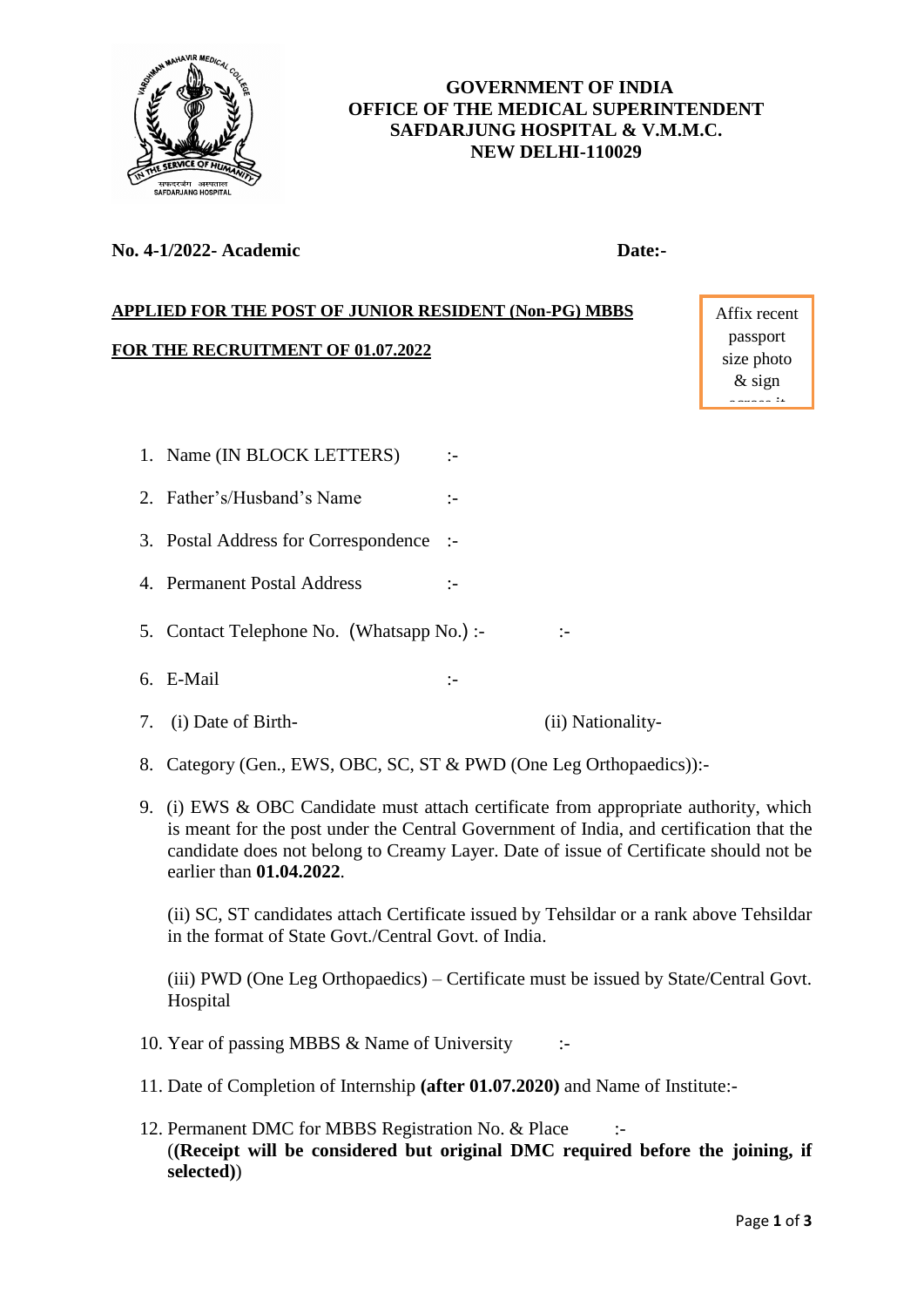**GOVERNMENT OF INDIA**
**OFFICE OF THE MEDICAL SUPERINTENDENT**
**SAFDARJUNG HOSPITAL & V.M.M.C.**
**NEW DELHI-110029**

**No. 4-1/2022- Academic** **Date:-**

**APPLIED FOR THE POST OF JUNIOR RESIDENT (Non-PG) MBBS**

**FOR THE RECRUITMENT OF 01.07.2022**

Affix recent passport size photo & sign across it

1. Name (IN BLOCK LETTERS) :-
2. Father's/Husband's Name :-
3. Postal Address for Correspondence :-
4. Permanent Postal Address :-
5. Contact Telephone No. (Whatsapp No.) :- :-
6. E-Mail :-
7. (i) Date of Birth- (ii) Nationality-
8. Category (Gen., EWS, OBC, SC, ST & PWD (One Leg Orthopaedics)):-
9. (i) EWS & OBC Candidate must attach certificate from appropriate authority, which is meant for the post under the Central Government of India, and certification that the candidate does not belong to Creamy Layer. Date of issue of Certificate should not be earlier than **01.04.2022**.

   (ii) SC, ST candidates attach Certificate issued by Tehsildar or a rank above Tehsildar in the format of State Govt./Central Govt. of India.

   (iii) PWD (One Leg Orthopaedics) – Certificate must be issued by State/Central Govt. Hospital
10. Year of passing MBBS & Name of University :-
11. Date of Completion of Internship **(after 01.07.2020)** and Name of Institute:-
12. Permanent DMC for MBBS Registration No. & Place :-
    (**(Receipt will be considered but original DMC required before the joining, if selected)**)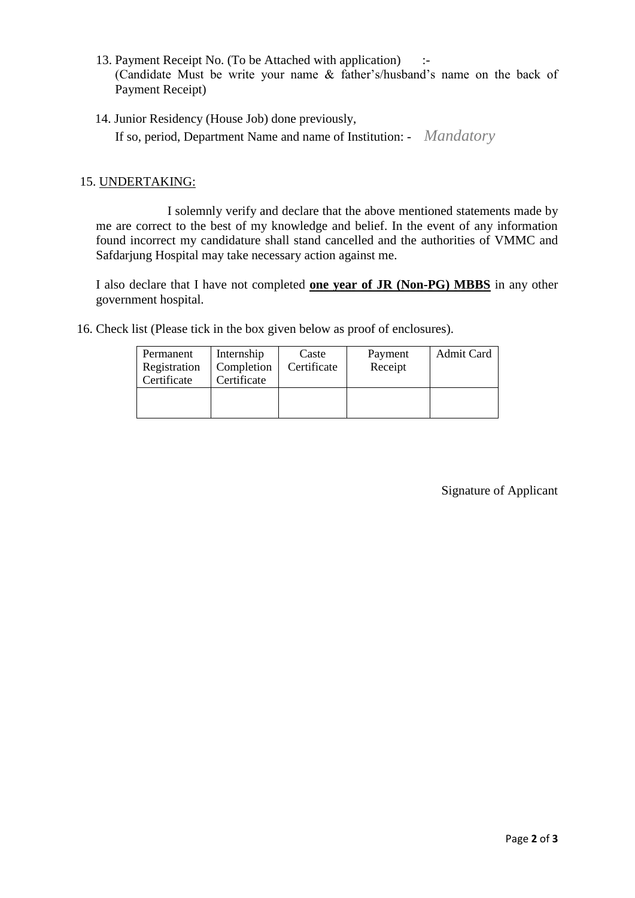13. Payment Receipt No. (To be Attached with application) :-
    (Candidate Must be write your name & father's/husband's name on the back of Payment Receipt)

14. Junior Residency (House Job) done previously,
    If so, period, Department Name and name of Institution: - *Mandatory*

15. UNDERTAKING:

    I solemnly verify and declare that the above mentioned statements made by me are correct to the best of my knowledge and belief. In the event of any information found incorrect my candidature shall stand cancelled and the authorities of VMMC and Safdarjung Hospital may take necessary action against me.

    I also declare that I have not completed **one year of JR (Non-PG) MBBS** in any other government hospital.

16. Check list (Please tick in the box given below as proof of enclosures).

| Permanent Registration Certificate | Internship Completion Certificate | Caste Certificate | Payment Receipt | Admit Card |
|---|---|---|---|---|
| | | | | |

Signature of Applicant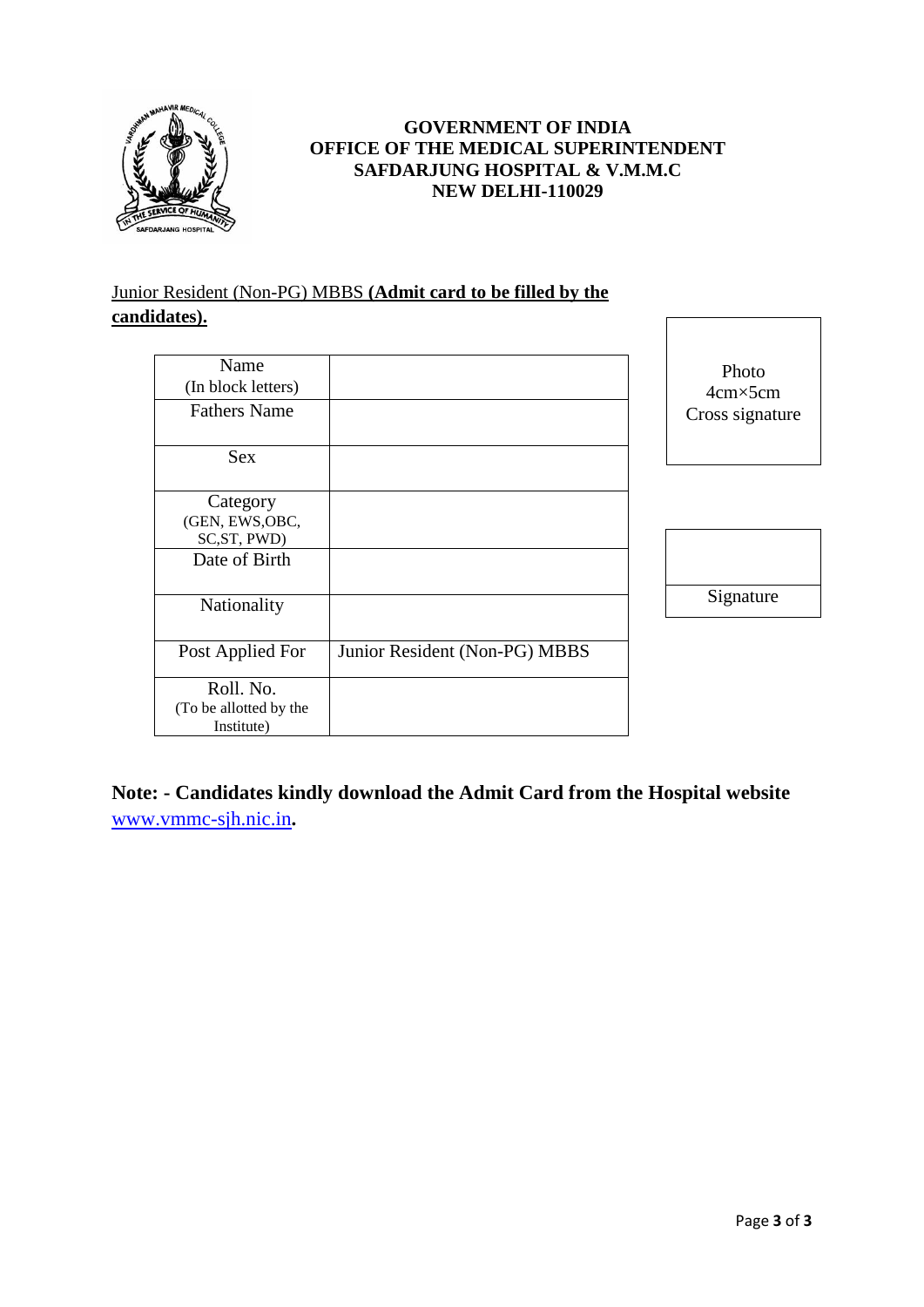**GOVERNMENT OF INDIA**
**OFFICE OF THE MEDICAL SUPERINTENDENT**
**SAFDARJUNG HOSPITAL & V.M.M.C**
**NEW DELHI-110029**

Junior Resident (Non-PG) MBBS **(Admit card to be filled by the candidates).**

| | |
|---|---|
| Name (In block letters) | |
| Fathers Name | |
| Sex | |
| Category (GEN, EWS,OBC, SC,ST, PWD) | |
| Date of Birth | |
| Nationality | |
| Post Applied For | Junior Resident (Non-PG) MBBS |
| Roll. No. (To be allotted by the Institute) | |

| |
|---|
| Photo 4cm×5cm Cross signature |

| |
|---|
| |
| Signature |

**Note: - Candidates kindly download the Admit Card from the Hospital website** www.vmmc-sjh.nic.in**.**